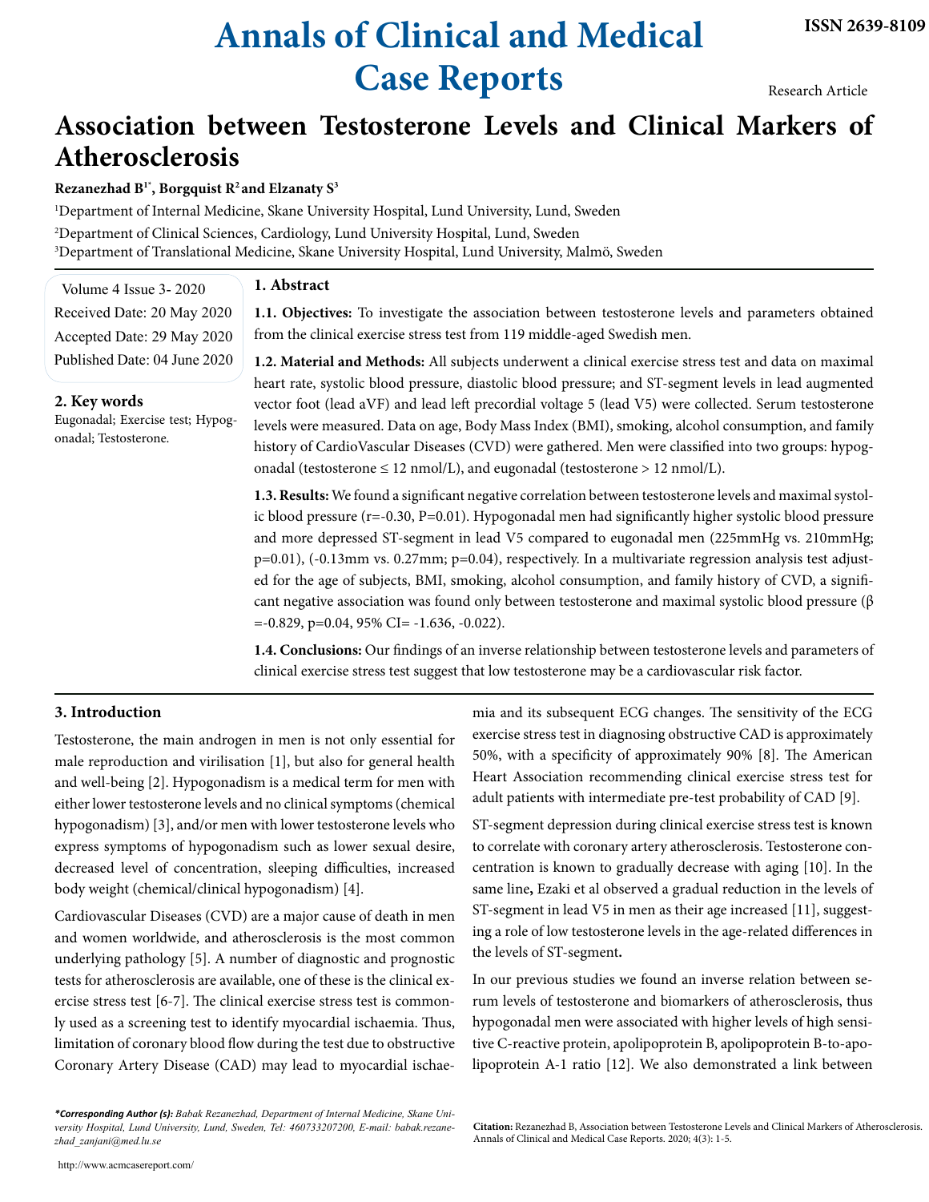# Annals of Clinical and Medical Case Reports

ISSN 2639-8109

Research Article

# Association between Testosterone Levels and Clinical Markers of Atherosclerosis

**Rezanezhad B[1*], Borgquist R[2] and Elzanaty S[3]**

[1]Department of Internal Medicine, Skane University Hospital, Lund University, Lund, Sweden

[2]Department of Clinical Sciences, Cardiology, Lund University Hospital, Lund, Sweden

[3]Department of Translational Medicine, Skane University Hospital, Lund University, Malmö, Sweden

Volume 4 Issue 3- 2020
Received Date: 20 May 2020
Accepted Date: 29 May 2020
Published Date: 04 June 2020

## 2. Key words

Eugonadal; Exercise test; Hypogonadal; Testosterone.

## 1. Abstract

**1.1. Objectives:** To investigate the association between testosterone levels and parameters obtained from the clinical exercise stress test from 119 middle-aged Swedish men.

**1.2. Material and Methods:** All subjects underwent a clinical exercise stress test and data on maximal heart rate, systolic blood pressure, diastolic blood pressure; and ST-segment levels in lead augmented vector foot (lead aVF) and lead left precordial voltage 5 (lead V5) were collected. Serum testosterone levels were measured. Data on age, Body Mass Index (BMI), smoking, alcohol consumption, and family history of CardioVascular Diseases (CVD) were gathered. Men were classified into two groups: hypogonadal (testosterone ≤ 12 nmol/L), and eugonadal (testosterone > 12 nmol/L).

**1.3. Results:** We found a significant negative correlation between testosterone levels and maximal systolic blood pressure ($r=-0.30$, $P=0.01$). Hypogonadal men had significantly higher systolic blood pressure and more depressed ST-segment in lead V5 compared to eugonadal men (225mmHg vs. 210mmHg; $p=0.01$), (-0.13mm vs. 0.27mm; $p=0.04$), respectively. In a multivariate regression analysis test adjusted for the age of subjects, BMI, smoking, alcohol consumption, and family history of CVD, a significant negative association was found only between testosterone and maximal systolic blood pressure ($\beta=-0.829$, $p=0.04$, 95% CI= -1.636, -0.022).

**1.4. Conclusions:** Our findings of an inverse relationship between testosterone levels and parameters of clinical exercise stress test suggest that low testosterone may be a cardiovascular risk factor.

## 3. Introduction

Testosterone, the main androgen in men is not only essential for male reproduction and virilisation [1], but also for general health and well-being [2]. Hypogonadism is a medical term for men with either lower testosterone levels and no clinical symptoms (chemical hypogonadism) [3], and/or men with lower testosterone levels who express symptoms of hypogonadism such as lower sexual desire, decreased level of concentration, sleeping difficulties, increased body weight (chemical/clinical hypogonadism) [4].

Cardiovascular Diseases (CVD) are a major cause of death in men and women worldwide, and atherosclerosis is the most common underlying pathology [5]. A number of diagnostic and prognostic tests for atherosclerosis are available, one of these is the clinical exercise stress test [6-7]. The clinical exercise stress test is commonly used as a screening test to identify myocardial ischaemia. Thus, limitation of coronary blood flow during the test due to obstructive Coronary Artery Disease (CAD) may lead to myocardial ischaemia and its subsequent ECG changes. The sensitivity of the ECG exercise stress test in diagnosing obstructive CAD is approximately 50%, with a specificity of approximately 90% [8]. The American Heart Association recommending clinical exercise stress test for adult patients with intermediate pre-test probability of CAD [9].

ST-segment depression during clinical exercise stress test is known to correlate with coronary artery atherosclerosis. Testosterone concentration is known to gradually decrease with aging [10]. In the same line**,** Ezaki et al observed a gradual reduction in the levels of ST-segment in lead V5 in men as their age increased [11], suggesting a role of low testosterone levels in the age-related differences in the levels of ST-segment**.**

In our previous studies we found an inverse relation between serum levels of testosterone and biomarkers of atherosclerosis, thus hypogonadal men were associated with higher levels of high sensitive C-reactive protein, apolipoprotein B, apolipoprotein B-to-apolipoprotein A-1 ratio [12]. We also demonstrated a link between

***Corresponding Author (s):** *Babak Rezanezhad, Department of Internal Medicine, Skane University Hospital, Lund University, Lund, Sweden, Tel: 460733207200, E-mail: babak.rezanezhad_zanjani@med.lu.se*

**Citation:** Rezanezhad B, Association between Testosterone Levels and Clinical Markers of Atherosclerosis. Annals of Clinical and Medical Case Reports. 2020; 4(3): 1-5.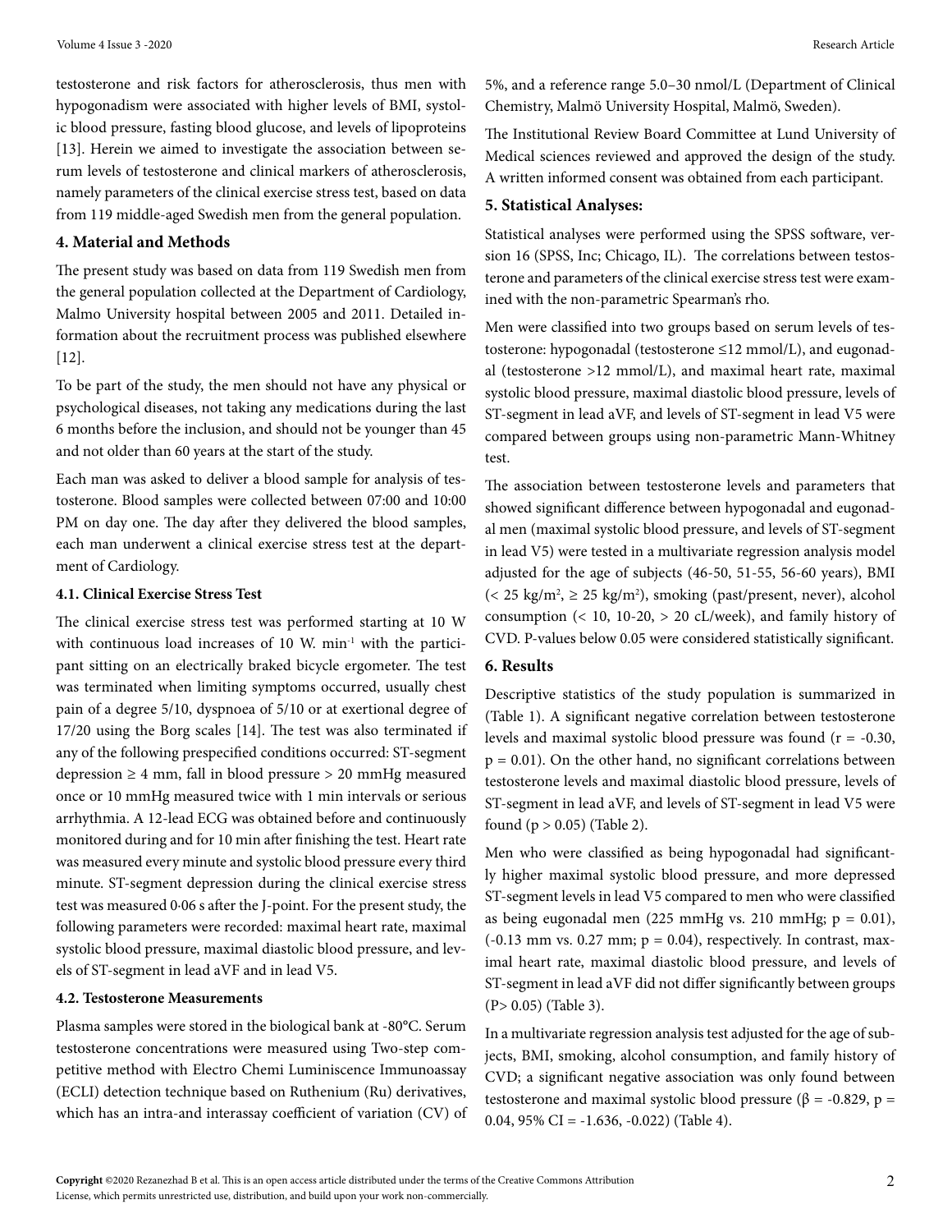testosterone and risk factors for atherosclerosis, thus men with hypogonadism were associated with higher levels of BMI, systolic blood pressure, fasting blood glucose, and levels of lipoproteins [13]. Herein we aimed to investigate the association between serum levels of testosterone and clinical markers of atherosclerosis, namely parameters of the clinical exercise stress test, based on data from 119 middle-aged Swedish men from the general population.

## 4. Material and Methods

The present study was based on data from 119 Swedish men from the general population collected at the Department of Cardiology, Malmo University hospital between 2005 and 2011. Detailed information about the recruitment process was published elsewhere [12].

To be part of the study, the men should not have any physical or psychological diseases, not taking any medications during the last 6 months before the inclusion, and should not be younger than 45 and not older than 60 years at the start of the study.

Each man was asked to deliver a blood sample for analysis of testosterone. Blood samples were collected between 07:00 and 10:00 PM on day one. The day after they delivered the blood samples, each man underwent a clinical exercise stress test at the department of Cardiology.

### 4.1. Clinical Exercise Stress Test

The clinical exercise stress test was performed starting at 10 W with continuous load increases of 10 W. $min^{-1}$ with the participant sitting on an electrically braked bicycle ergometer. The test was terminated when limiting symptoms occurred, usually chest pain of a degree 5/10, dyspnoea of 5/10 or at exertional degree of 17/20 using the Borg scales [14]. The test was also terminated if any of the following prespecified conditions occurred: ST-segment depression ≥ 4 mm, fall in blood pressure > 20 mmHg measured once or 10 mmHg measured twice with 1 min intervals or serious arrhythmia. A 12-lead ECG was obtained before and continuously monitored during and for 10 min after finishing the test. Heart rate was measured every minute and systolic blood pressure every third minute. ST-segment depression during the clinical exercise stress test was measured 0·06 s after the J-point. For the present study, the following parameters were recorded: maximal heart rate, maximal systolic blood pressure, maximal diastolic blood pressure, and levels of ST-segment in lead aVF and in lead V5.

### 4.2. Testosterone Measurements

Plasma samples were stored in the biological bank at -80°C. Serum testosterone concentrations were measured using Two-step competitive method with Electro Chemi Luminiscence Immunoassay (ECLI) detection technique based on Ruthenium (Ru) derivatives, which has an intra-and interassay coefficient of variation (CV) of 5%, and a reference range 5.0–30 nmol/L (Department of Clinical Chemistry, Malmö University Hospital, Malmö, Sweden).

The Institutional Review Board Committee at Lund University of Medical sciences reviewed and approved the design of the study. A written informed consent was obtained from each participant.

## 5. Statistical Analyses:

Statistical analyses were performed using the SPSS software, version 16 (SPSS, Inc; Chicago, IL). The correlations between testosterone and parameters of the clinical exercise stress test were examined with the non-parametric Spearman's rho.

Men were classified into two groups based on serum levels of testosterone: hypogonadal (testosterone ≤12 mmol/L), and eugonadal (testosterone >12 mmol/L), and maximal heart rate, maximal systolic blood pressure, maximal diastolic blood pressure, levels of ST-segment in lead aVF, and levels of ST-segment in lead V5 were compared between groups using non-parametric Mann-Whitney test.

The association between testosterone levels and parameters that showed significant difference between hypogonadal and eugonadal men (maximal systolic blood pressure, and levels of ST-segment in lead V5) were tested in a multivariate regression analysis model adjusted for the age of subjects (46-50, 51-55, 56-60 years), BMI (< 25 $kg/m^2$, ≥ 25 $kg/m^2$), smoking (past/present, never), alcohol consumption (< 10, 10-20, > 20 cL/week), and family history of CVD. P-values below 0.05 were considered statistically significant.

## 6. Results

Descriptive statistics of the study population is summarized in (Table 1). A significant negative correlation between testosterone levels and maximal systolic blood pressure was found ($r = -0.30$, $p = 0.01$). On the other hand, no significant correlations between testosterone levels and maximal diastolic blood pressure, levels of ST-segment in lead aVF, and levels of ST-segment in lead V5 were found ($p > 0.05$) (Table 2).

Men who were classified as being hypogonadal had significantly higher maximal systolic blood pressure, and more depressed ST-segment levels in lead V5 compared to men who were classified as being eugonadal men (225 mmHg vs. 210 mmHg; $p = 0.01$), (-0.13 mm vs. 0.27 mm; $p = 0.04$), respectively. In contrast, maximal heart rate, maximal diastolic blood pressure, and levels of ST-segment in lead aVF did not differ significantly between groups ($P > 0.05$) (Table 3).

In a multivariate regression analysis test adjusted for the age of subjects, BMI, smoking, alcohol consumption, and family history of CVD; a significant negative association was only found between testosterone and maximal systolic blood pressure ($\beta = -0.829$, $p = 0.04$, 95% CI = -1.636, -0.022) (Table 4).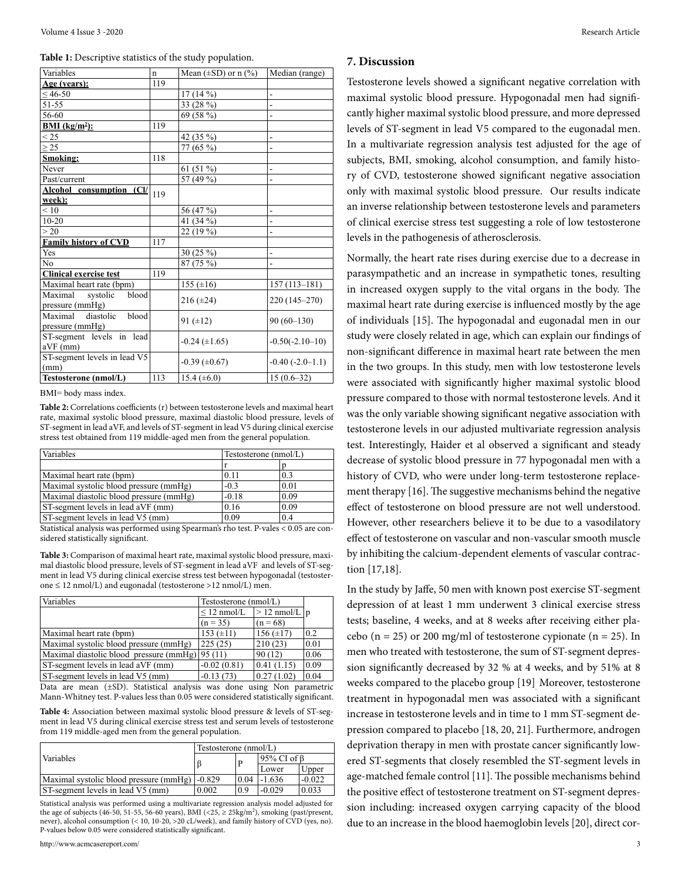**Table 1:** Descriptive statistics of the study population.

| Variables | n | Mean (±SD) or n (%) | Median (range) |
|---|---|---|---|
| **Age (years):** | 119 | | |
| ≤ 46-50 | | 17 (14 %) | - |
| 51-55 | | 33 (28 %) | - |
| 56-60 | | 69 (58 %) | - |
| **BMI (kg/m²):** | 119 | | |
| < 25 | | 42 (35 %) | - |
| ≥ 25 | | 77 (65 %) | - |
| **Smoking:** | 118 | | |
| Never | | 61 (51 %) | - |
| Past/current | | 57 (49 %) | - |
| **Alcohol consumption (Cl/week):** | 119 | | |
| < 10 | | 56 (47 %) | - |
| 10-20 | | 41 (34 %) | - |
| > 20 | | 22 (19 %) | - |
| **Family history of CVD** | 117 | | |
| Yes | | 30 (25 %) | - |
| No | | 87 (75 %) | - |
| **Clinical exercise test** | 119 | | |
| Maximal heart rate (bpm) | | 155 (±16) | 157 (113–181) |
| Maximal systolic blood pressure (mmHg) | | 216 (±24) | 220 (145–270) |
| Maximal diastolic blood pressure (mmHg) | | 91 (±12) | 90 (60–130) |
| ST-segment levels in lead aVF (mm) | | -0.24 (±1.65) | -0.50(-2.10–10) |
| ST-segment levels in lead V5 (mm) | | -0.39 (±0.67) | -0.40 (-2.0–1.1) |
| **Testosterone (nmol/L)** | 113 | 15.4 (±6.0) | 15 (0.6–32) |

BMI= body mass index.

**Table 2:** Correlations coefficients (r) between testosterone levels and maximal heart rate, maximal systolic blood pressure, maximal diastolic blood pressure, levels of ST-segment in lead aVF, and levels of ST-segment in lead V5 during clinical exercise stress test obtained from 119 middle-aged men from the general population.

| Variables | Testosterone (nmol/L) | |
|---|---|---|
| | r | p |
| Maximal heart rate (bpm) | 0.11 | 0.3 |
| Maximal systolic blood pressure (mmHg) | -0.3 | 0.01 |
| Maximal diastolic blood pressure (mmHg) | -0.18 | 0.09 |
| ST-segment levels in lead aVF (mm) | 0.16 | 0.09 |
| ST-segment levels in lead V5 (mm) | 0.09 | 0.4 |

Statistical analysis was performed using Spearman's rho test. P-vales < 0.05 are considered statistically significant.

**Table 3:** Comparison of maximal heart rate, maximal systolic blood pressure, maximal diastolic blood pressure, levels of ST-segment in lead aVF and levels of ST-segment in lead V5 during clinical exercise stress test between hypogonadal (testosterone ≤ 12 nmol/L) and eugonadal (testosterone >12 nmol/L) men.

| Variables | Testosterone (nmol/L) | | |
|---|---|---|---|
| | ≤ 12 nmol/L | > 12 nmol/L | p |
| | (n = 35) | (n = 68) | |
| Maximal heart rate (bpm) | 153 (±11) | 156 (±17) | 0.2 |
| Maximal systolic blood pressure (mmHg) | 225 (25) | 210 (23) | 0.01 |
| Maximal diastolic blood pressure (mmHg) | 95 (11) | 90 (12) | 0.06 |
| ST-segment levels in lead aVF (mm) | -0.02 (0.81) | 0.41 (1.15) | 0.09 |
| ST-segment levels in lead V5 (mm) | -0.13 (73) | 0.27 (1.02) | 0.04 |

Data are mean (±SD). Statistical analysis was done using Non parametric Mann-Whitney test. P-values less than 0.05 were considered statistically significant.

**Table 4:** Association between maximal systolic blood pressure & levels of ST-segment in lead V5 during clinical exercise stress test and serum levels of testosterone from 119 middle-aged men from the general population.

| Variables | Testosterone (nmol/L) | | | |
|---|---|---|---|---|
| | β | P | 95% CI of β | |
| | | | Lower | Upper |
| Maximal systolic blood pressure (mmHg) | -0.829 | 0.04 | -1.636 | -0.022 |
| ST-segment levels in lead V5 (mm) | 0.002 | 0.9 | -0.029 | 0.033 |

Statistical analysis was performed using a multivariate regression analysis model adjusted for the age of subjects (46-50, 51-55, 56-60 years), BMI (<25, ≥ 25kg/m²), smoking (past/present, never), alcohol consumption (< 10, 10-20, >20 cL/week), and family history of CVD (yes, no). P-values below 0.05 were considered statistically significant.

## 7. Discussion

Testosterone levels showed a significant negative correlation with maximal systolic blood pressure. Hypogonadal men had significantly higher maximal systolic blood pressure, and more depressed levels of ST-segment in lead V5 compared to the eugonadal men. In a multivariate regression analysis test adjusted for the age of subjects, BMI, smoking, alcohol consumption, and family history of CVD, testosterone showed significant negative association only with maximal systolic blood pressure. Our results indicate an inverse relationship between testosterone levels and parameters of clinical exercise stress test suggesting a role of low testosterone levels in the pathogenesis of atherosclerosis.

Normally, the heart rate rises during exercise due to a decrease in parasympathetic and an increase in sympathetic tones, resulting in increased oxygen supply to the vital organs in the body. The maximal heart rate during exercise is influenced mostly by the age of individuals [15]. The hypogonadal and eugonadal men in our study were closely related in age, which can explain our findings of non-significant difference in maximal heart rate between the men in the two groups. In this study, men with low testosterone levels were associated with significantly higher maximal systolic blood pressure compared to those with normal testosterone levels. And it was the only variable showing significant negative association with testosterone levels in our adjusted multivariate regression analysis test. Interestingly, Haider et al observed a significant and steady decrease of systolic blood pressure in 77 hypogonadal men with a history of CVD, who were under long-term testosterone replacement therapy [16]. The suggestive mechanisms behind the negative effect of testosterone on blood pressure are not well understood. However, other researchers believe it to be due to a vasodilatory effect of testosterone on vascular and non-vascular smooth muscle by inhibiting the calcium-dependent elements of vascular contraction [17,18].

In the study by Jaffe, 50 men with known post exercise ST-segment depression of at least 1 mm underwent 3 clinical exercise stress tests; baseline, 4 weeks, and at 8 weeks after receiving either placebo (n = 25) or 200 mg/ml of testosterone cypionate (n = 25). In men who treated with testosterone, the sum of ST-segment depression significantly decreased by 32 % at 4 weeks, and by 51% at 8 weeks compared to the placebo group [19]. Moreover, testosterone treatment in hypogonadal men was associated with a significant increase in testosterone levels and in time to 1 mm ST-segment depression compared to placebo [18, 20, 21]. Furthermore, androgen deprivation therapy in men with prostate cancer significantly lowered ST-segments that closely resembled the ST-segment levels in age-matched female control [11]. The possible mechanisms behind the positive effect of testosterone treatment on ST-segment depression including: increased oxygen carrying capacity of the blood due to an increase in the blood haemoglobin levels [20], direct cor-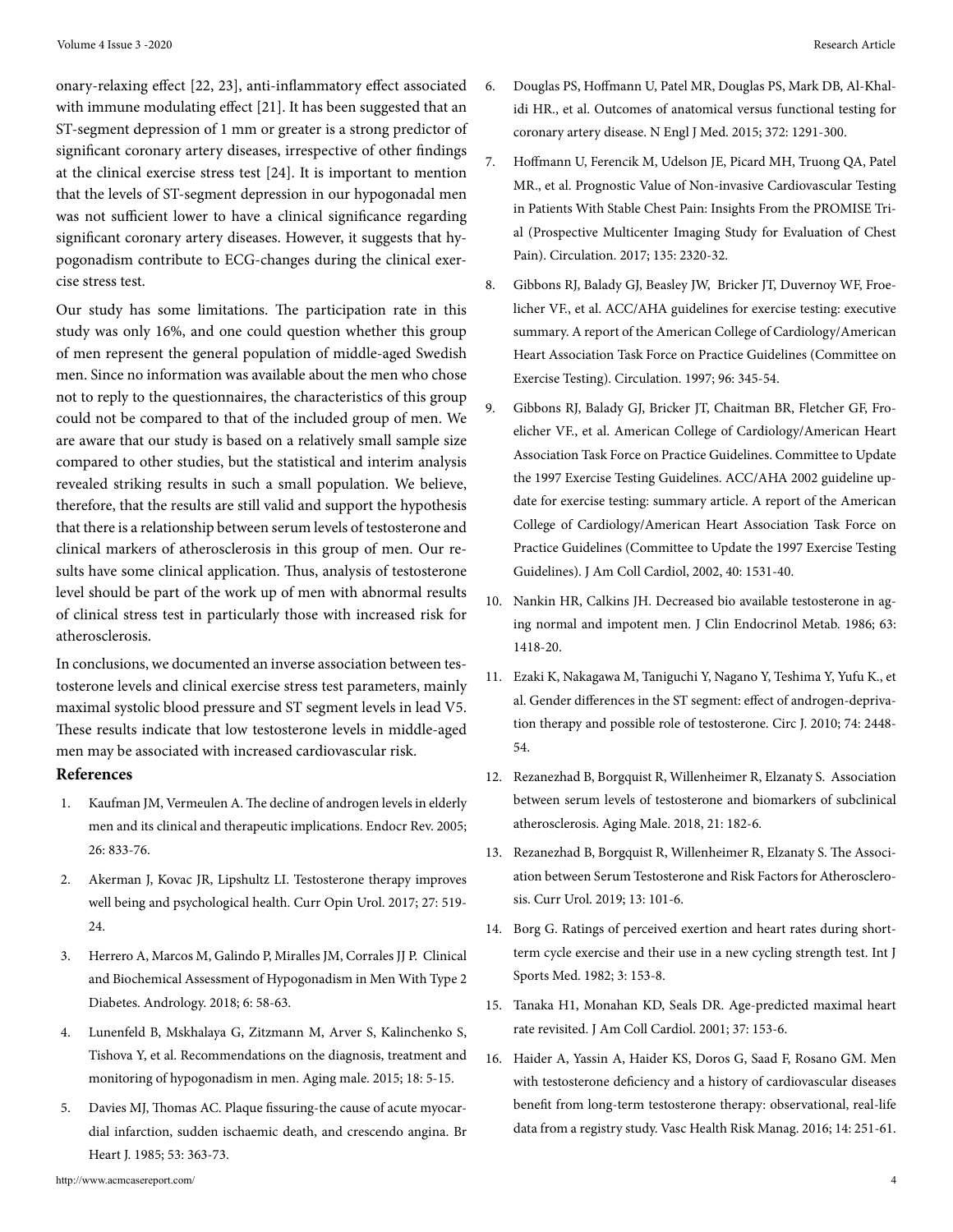onary-relaxing effect [22, 23], anti-inflammatory effect associated with immune modulating effect [21]. It has been suggested that an ST-segment depression of 1 mm or greater is a strong predictor of significant coronary artery diseases, irrespective of other findings at the clinical exercise stress test [24]. It is important to mention that the levels of ST-segment depression in our hypogonadal men was not sufficient lower to have a clinical significance regarding significant coronary artery diseases. However, it suggests that hypogonadism contribute to ECG-changes during the clinical exercise stress test.

Our study has some limitations. The participation rate in this study was only 16%, and one could question whether this group of men represent the general population of middle-aged Swedish men. Since no information was available about the men who chose not to reply to the questionnaires, the characteristics of this group could not be compared to that of the included group of men. We are aware that our study is based on a relatively small sample size compared to other studies, but the statistical and interim analysis revealed striking results in such a small population. We believe, therefore, that the results are still valid and support the hypothesis that there is a relationship between serum levels of testosterone and clinical markers of atherosclerosis in this group of men. Our results have some clinical application. Thus, analysis of testosterone level should be part of the work up of men with abnormal results of clinical stress test in particularly those with increased risk for atherosclerosis.

In conclusions, we documented an inverse association between testosterone levels and clinical exercise stress test parameters, mainly maximal systolic blood pressure and ST segment levels in lead V5. These results indicate that low testosterone levels in middle-aged men may be associated with increased cardiovascular risk.

## References

1. Kaufman JM, Vermeulen A. The decline of androgen levels in elderly men and its clinical and therapeutic implications. Endocr Rev. 2005; 26: 833-76.
2. Akerman J, Kovac JR, Lipshultz LI. Testosterone therapy improves well being and psychological health. Curr Opin Urol. 2017; 27: 519-24.
3. Herrero A, Marcos M, Galindo P, Miralles JM, Corrales JJ P. Clinical and Biochemical Assessment of Hypogonadism in Men With Type 2 Diabetes. Andrology. 2018; 6: 58-63.
4. Lunenfeld B, Mskhalaya G, Zitzmann M, Arver S, Kalinchenko S, Tishova Y, et al. Recommendations on the diagnosis, treatment and monitoring of hypogonadism in men. Aging male. 2015; 18: 5-15.
5. Davies MJ, Thomas AC. Plaque fissuring-the cause of acute myocardial infarction, sudden ischaemic death, and crescendo angina. Br Heart J. 1985; 53: 363-73.
6. Douglas PS, Hoffmann U, Patel MR, Douglas PS, Mark DB, Al-Khalidi HR., et al. Outcomes of anatomical versus functional testing for coronary artery disease. N Engl J Med. 2015; 372: 1291-300.
7. Hoffmann U, Ferencik M, Udelson JE, Picard MH, Truong QA, Patel MR., et al. Prognostic Value of Non-invasive Cardiovascular Testing in Patients With Stable Chest Pain: Insights From the PROMISE Trial (Prospective Multicenter Imaging Study for Evaluation of Chest Pain). Circulation. 2017; 135: 2320-32.
8. Gibbons RJ, Balady GJ, Beasley JW, Bricker JT, Duvernoy WF, Froelicher VF., et al. ACC/AHA guidelines for exercise testing: executive summary. A report of the American College of Cardiology/American Heart Association Task Force on Practice Guidelines (Committee on Exercise Testing). Circulation. 1997; 96: 345-54.
9. Gibbons RJ, Balady GJ, Bricker JT, Chaitman BR, Fletcher GF, Froelicher VF., et al. American College of Cardiology/American Heart Association Task Force on Practice Guidelines. Committee to Update the 1997 Exercise Testing Guidelines. ACC/AHA 2002 guideline update for exercise testing: summary article. A report of the American College of Cardiology/American Heart Association Task Force on Practice Guidelines (Committee to Update the 1997 Exercise Testing Guidelines). J Am Coll Cardiol, 2002, 40: 1531-40.
10. Nankin HR, Calkins JH. Decreased bio available testosterone in aging normal and impotent men. J Clin Endocrinol Metab. 1986; 63: 1418-20.
11. Ezaki K, Nakagawa M, Taniguchi Y, Nagano Y, Teshima Y, Yufu K., et al. Gender differences in the ST segment: effect of androgen-deprivation therapy and possible role of testosterone. Circ J. 2010; 74: 2448-54.
12. Rezanezhad B, Borgquist R, Willenheimer R, Elzanaty S. Association between serum levels of testosterone and biomarkers of subclinical atherosclerosis. Aging Male. 2018, 21: 182-6.
13. Rezanezhad B, Borgquist R, Willenheimer R, Elzanaty S. The Association between Serum Testosterone and Risk Factors for Atherosclerosis. Curr Urol. 2019; 13: 101-6.
14. Borg G. Ratings of perceived exertion and heart rates during short-term cycle exercise and their use in a new cycling strength test. Int J Sports Med. 1982; 3: 153-8.
15. Tanaka H1, Monahan KD, Seals DR. Age-predicted maximal heart rate revisited. J Am Coll Cardiol. 2001; 37: 153-6.
16. Haider A, Yassin A, Haider KS, Doros G, Saad F, Rosano GM. Men with testosterone deficiency and a history of cardiovascular diseases benefit from long-term testosterone therapy: observational, real-life data from a registry study. Vasc Health Risk Manag. 2016; 14: 251-61.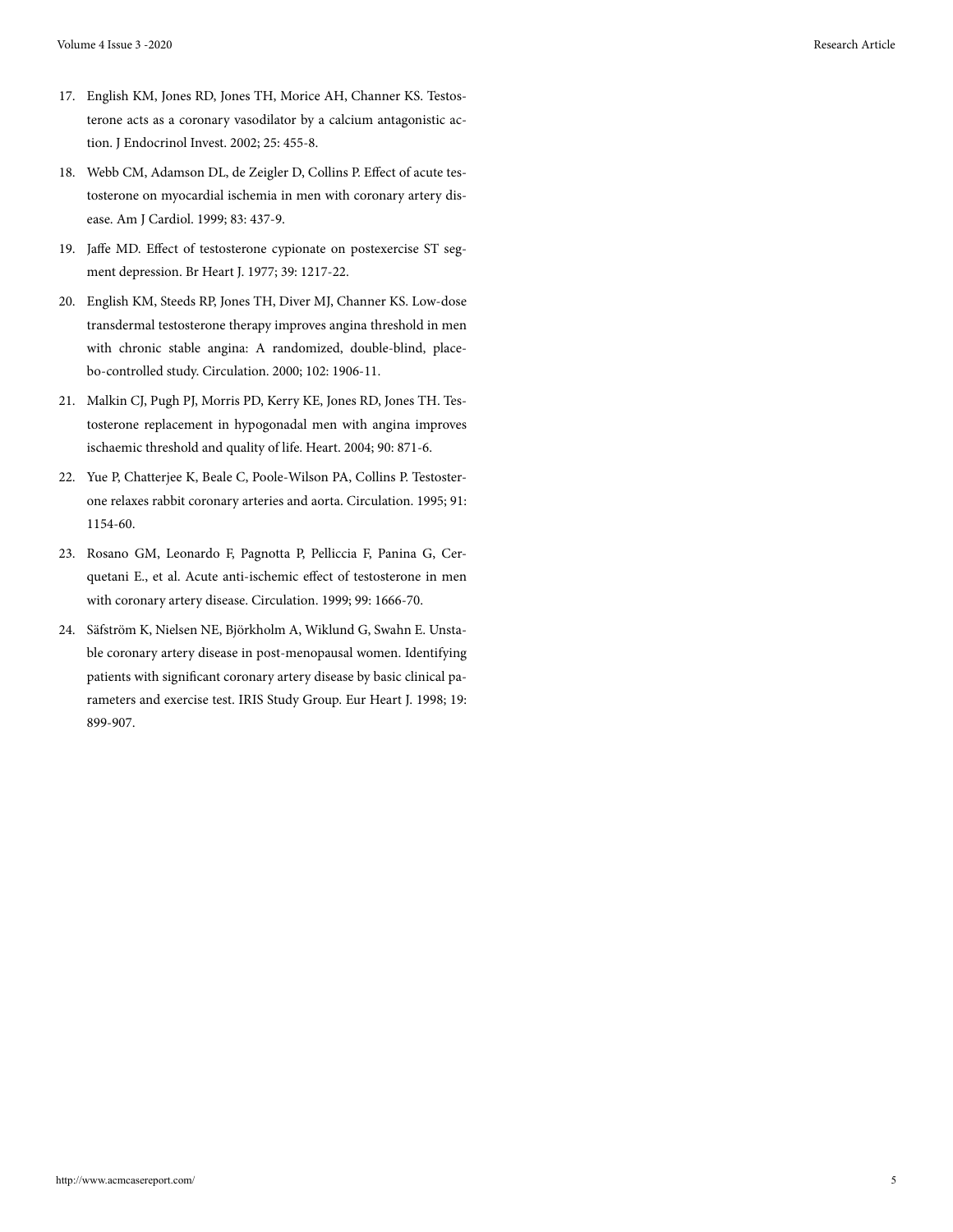17. English KM, Jones RD, Jones TH, Morice AH, Channer KS. Testosterone acts as a coronary vasodilator by a calcium antagonistic action. J Endocrinol Invest. 2002; 25: 455-8.
18. Webb CM, Adamson DL, de Zeigler D, Collins P. Effect of acute testosterone on myocardial ischemia in men with coronary artery disease. Am J Cardiol. 1999; 83: 437-9.
19. Jaffe MD. Effect of testosterone cypionate on postexercise ST segment depression. Br Heart J. 1977; 39: 1217-22.
20. English KM, Steeds RP, Jones TH, Diver MJ, Channer KS. Low-dose transdermal testosterone therapy improves angina threshold in men with chronic stable angina: A randomized, double-blind, placebo-controlled study. Circulation. 2000; 102: 1906-11.
21. Malkin CJ, Pugh PJ, Morris PD, Kerry KE, Jones RD, Jones TH. Testosterone replacement in hypogonadal men with angina improves ischaemic threshold and quality of life. Heart. 2004; 90: 871-6.
22. Yue P, Chatterjee K, Beale C, Poole-Wilson PA, Collins P. Testosterone relaxes rabbit coronary arteries and aorta. Circulation. 1995; 91: 1154-60.
23. Rosano GM, Leonardo F, Pagnotta P, Pelliccia F, Panina G, Cerquetani E., et al. Acute anti-ischemic effect of testosterone in men with coronary artery disease. Circulation. 1999; 99: 1666-70.
24. Säfström K, Nielsen NE, Björkholm A, Wiklund G, Swahn E. Unstable coronary artery disease in post-menopausal women. Identifying patients with significant coronary artery disease by basic clinical parameters and exercise test. IRIS Study Group. Eur Heart J. 1998; 19: 899-907.